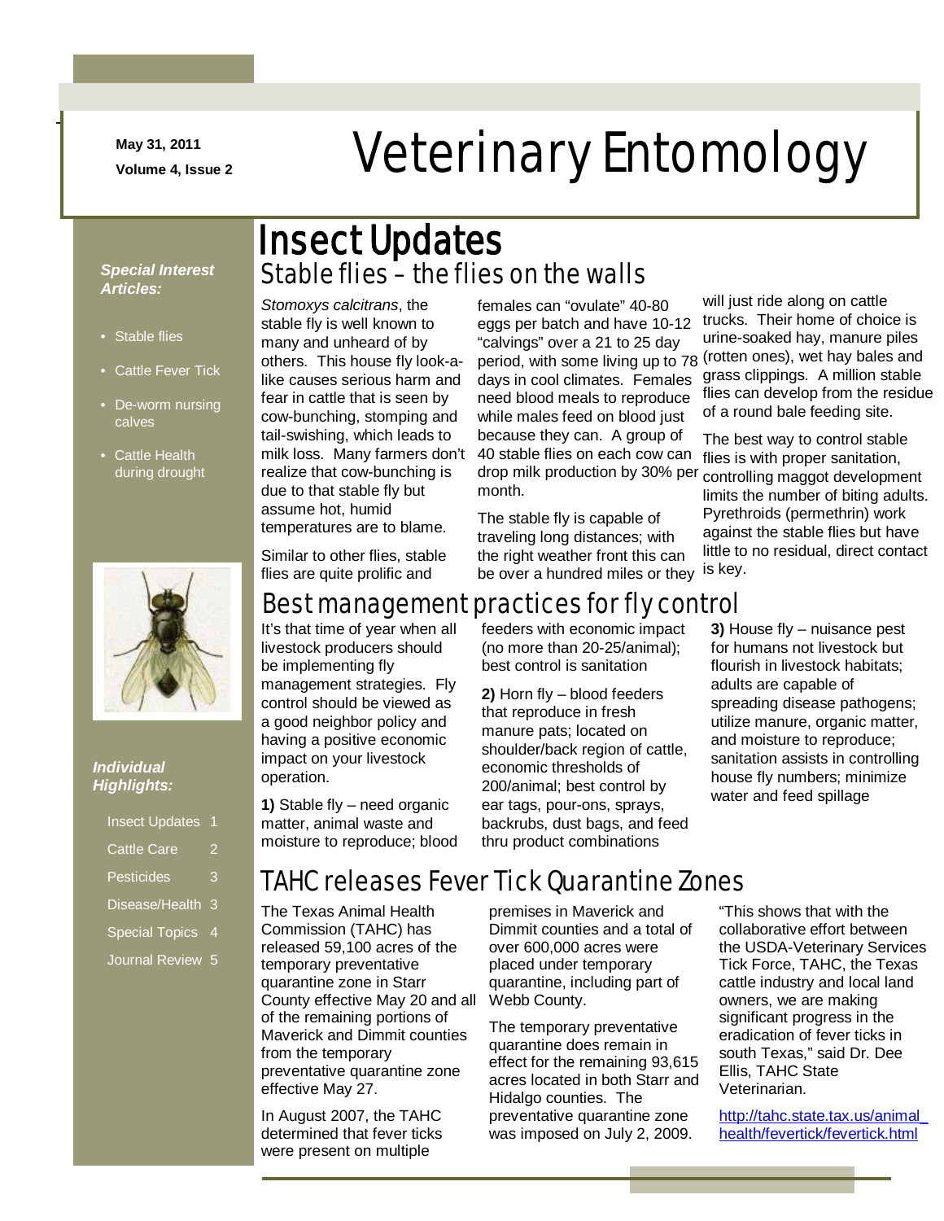May 31, 2011

Volume 4, Issue 2

# Veterinary Entomology

***Special Interest Articles:***

- Stable flies
- Cattle Fever Tick
- De-worm nursing calves
- Cattle Health during drought

***Individual Highlights:***

- Insect Updates 1
- Cattle Care 2
- Pesticides 3
- Disease/Health 3
- Special Topics 4
- Journal Review 5

## Insect Updates

### Stable flies – the flies on the walls

*Stomoxys calcitrans*, the stable fly is well known to many and unheard of by others. This house fly look-a-like causes serious harm and fear in cattle that is seen by cow-bunching, stomping and tail-swishing, which leads to milk loss. Many farmers don't realize that cow-bunching is due to that stable fly but assume hot, humid temperatures are to blame.

Similar to other flies, stable flies are quite prolific and females can "ovulate" 40-80 eggs per batch and have 10-12 "calvings" over a 21 to 25 day period, with some living up to 78 days in cool climates. Females need blood meals to reproduce while males feed on blood just because they can. A group of 40 stable flies on each cow can drop milk production by 30% per month.

The stable fly is capable of traveling long distances; with the right weather front this can be over a hundred miles or they will just ride along on cattle trucks. Their home of choice is urine-soaked hay, manure piles (rotten ones), wet hay bales and grass clippings. A million stable flies can develop from the residue of a round bale feeding site.

The best way to control stable flies is with proper sanitation, controlling maggot development limits the number of biting adults. Pyrethroids (permethrin) work against the stable flies but have little to no residual, direct contact is key.

### Best management practices for fly control

It's that time of year when all livestock producers should be implementing fly management strategies. Fly control should be viewed as a good neighbor policy and having a positive economic impact on your livestock operation.

**1)** Stable fly – need organic matter, animal waste and moisture to reproduce; blood feeders with economic impact (no more than 20-25/animal); best control is sanitation

**2)** Horn fly – blood feeders that reproduce in fresh manure pats; located on shoulder/back region of cattle, economic thresholds of 200/animal; best control by ear tags, pour-ons, sprays, backrubs, dust bags, and feed thru product combinations

**3)** House fly – nuisance pest for humans not livestock but flourish in livestock habitats; adults are capable of spreading disease pathogens; utilize manure, organic matter, and moisture to reproduce; sanitation assists in controlling house fly numbers; minimize water and feed spillage

### TAHC releases Fever Tick Quarantine Zones

The Texas Animal Health Commission (TAHC) has released 59,100 acres of the temporary preventative quarantine zone in Starr County effective May 20 and all of the remaining portions of Maverick and Dimmit counties from the temporary preventative quarantine zone effective May 27.

In August 2007, the TAHC determined that fever ticks were present on multiple premises in Maverick and Dimmit counties and a total of over 600,000 acres were placed under temporary quarantine, including part of Webb County.

The temporary preventative quarantine does remain in effect for the remaining 93,615 acres located in both Starr and Hidalgo counties. The preventative quarantine zone was imposed on July 2, 2009.

"This shows that with the collaborative effort between the USDA-Veterinary Services Tick Force, TAHC, the Texas cattle industry and local land owners, we are making significant progress in the eradication of fever ticks in south Texas," said Dr. Dee Ellis, TAHC State Veterinarian.

http://tahc.state.tax.us/animal_health/fevertick/fevertick.html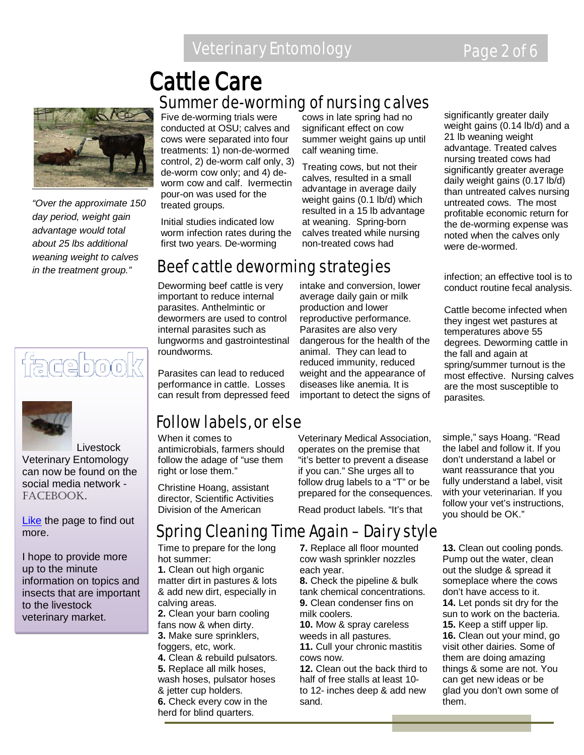# Cattle Care

## Summer de-worming of nursing calves

Five de-worming trials were conducted at OSU; calves and cows were separated into four treatments: 1) non-de-wormed control, 2) de-worm calf only, 3) de-worm cow only; and 4) de-worm cow and calf. Ivermectin pour-on was used for the treated groups.

Initial studies indicated low worm infection rates during the first two years. De-worming cows in late spring had no significant effect on cow summer weight gains up until calf weaning time.

Treating cows, but not their calves, resulted in a small advantage in average daily weight gains (0.1 lb/d) which resulted in a 15 lb advantage at weaning. Spring-born calves treated while nursing non-treated cows had significantly greater daily weight gains (0.14 lb/d) and a 21 lb weaning weight advantage. Treated calves nursing treated cows had significantly greater average daily weight gains (0.17 lb/d) than untreated calves nursing untreated cows. The most profitable economic return for the de-worming expense was noted when the calves only were de-wormed.

*"Over the approximate 150 day period, weight gain advantage would total about 25 lbs additional weaning weight to calves in the treatment group."*

## Beef cattle deworming strategies

Deworming beef cattle is very important to reduce internal parasites. Anthelmintic or dewormers are used to control internal parasites such as lungworms and gastrointestinal roundworms.

Parasites can lead to reduced performance in cattle. Losses can result from depressed feed intake and conversion, lower average daily gain or milk production and lower reproductive performance. Parasites are also very dangerous for the health of the animal. They can lead to reduced immunity, reduced weight and the appearance of diseases like anemia. It is important to detect the signs of infection; an effective tool is to conduct routine fecal analysis.

Cattle become infected when they ingest wet pastures at temperatures above 55 degrees. Deworming cattle in the fall and again at spring/summer turnout is the most effective. Nursing calves are the most susceptible to parasites.

facebook

Livestock Veterinary Entomology can now be found on the social media network - FACEBOOK.

Like the page to find out more.

I hope to provide more up to the minute information on topics and insects that are important to the livestock veterinary market.

## Follow labels, or else

When it comes to antimicrobials, farmers should follow the adage of "use them right or lose them."

Christine Hoang, assistant director, Scientific Activities Division of the American Veterinary Medical Association, operates on the premise that "it's better to prevent a disease if you can." She urges all to follow drug labels to a "T" or be prepared for the consequences.

Read product labels. "It's that simple," says Hoang. "Read the label and follow it. If you don't understand a label or want reassurance that you fully understand a label, visit with your veterinarian. If you follow your vet's instructions, you should be OK."

## Spring Cleaning Time Again – Dairy style

Time to prepare for the long hot summer:

**1.** Clean out high organic matter dirt in pastures & lots & add new dirt, especially in calving areas.
**2.** Clean your barn cooling fans now & when dirty.
**3.** Make sure sprinklers, foggers, etc, work.
**4.** Clean & rebuild pulsators.
**5.** Replace all milk hoses, wash hoses, pulsator hoses & jetter cup holders.
**6.** Check every cow in the herd for blind quarters.
**7.** Replace all floor mounted cow wash sprinkler nozzles each year.
**8.** Check the pipeline & bulk tank chemical concentrations.
**9.** Clean condenser fins on milk coolers.
**10.** Mow & spray careless weeds in all pastures.
**11.** Cull your chronic mastitis cows now.
**12.** Clean out the back third to half of free stalls at least 10- to 12- inches deep & add new sand.
**13.** Clean out cooling ponds. Pump out the water, clean out the sludge & spread it someplace where the cows don't have access to it.
**14.** Let ponds sit dry for the sun to work on the bacteria.
**15.** Keep a stiff upper lip.
**16.** Clean out your mind, go visit other dairies. Some of them are doing amazing things & some are not. You can get new ideas or be glad you don't own some of them.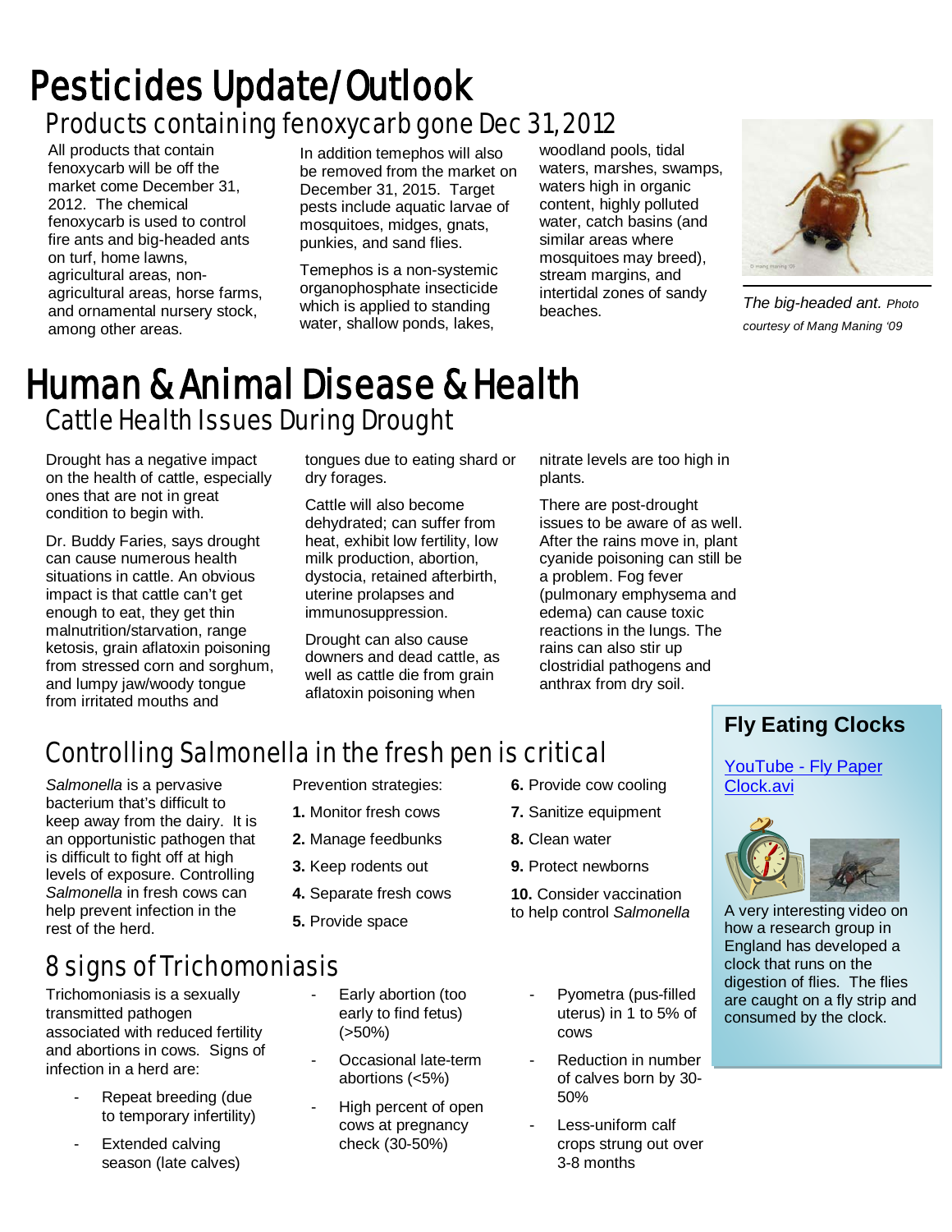# Pesticides Update/Outlook

## Products containing fenoxycarb gone Dec 31, 2012

All products that contain fenoxycarb will be off the market come December 31, 2012. The chemical fenoxycarb is used to control fire ants and big-headed ants on turf, home lawns, agricultural areas, non-agricultural areas, horse farms, and ornamental nursery stock, among other areas.

In addition temephos will also be removed from the market on December 31, 2015. Target pests include aquatic larvae of mosquitoes, midges, gnats, punkies, and sand flies.

Temephos is a non-systemic organophosphate insecticide which is applied to standing water, shallow ponds, lakes, woodland pools, tidal waters, marshes, swamps, waters high in organic content, highly polluted water, catch basins (and similar areas where mosquitoes may breed), stream margins, and intertidal zones of sandy beaches.

*The big-headed ant. Photo courtesy of Mang Maning '09*

# Human & Animal Disease & Health

## Cattle Health Issues During Drought

Drought has a negative impact on the health of cattle, especially ones that are not in great condition to begin with.

Dr. Buddy Faries, says drought can cause numerous health situations in cattle. An obvious impact is that cattle can't get enough to eat, they get thin malnutrition/starvation, range ketosis, grain aflatoxin poisoning from stressed corn and sorghum, and lumpy jaw/woody tongue from irritated mouths and tongues due to eating shard or dry forages.

Cattle will also become dehydrated; can suffer from heat, exhibit low fertility, low milk production, abortion, dystocia, retained afterbirth, uterine prolapses and immunosuppression.

Drought can also cause downers and dead cattle, as well as cattle die from grain aflatoxin poisoning when nitrate levels are too high in plants.

There are post-drought issues to be aware of as well. After the rains move in, plant cyanide poisoning can still be a problem. Fog fever (pulmonary emphysema and edema) can cause toxic reactions in the lungs. The rains can also stir up clostridial pathogens and anthrax from dry soil.

## Controlling Salmonella in the fresh pen is critical

*Salmonella* is a pervasive bacterium that's difficult to keep away from the dairy. It is an opportunistic pathogen that is difficult to fight off at high levels of exposure. Controlling *Salmonella* in fresh cows can help prevent infection in the rest of the herd.

Prevention strategies:

**1.** Monitor fresh cows

**2.** Manage feedbunks

**3.** Keep rodents out

**4.** Separate fresh cows

**5.** Provide space

**6.** Provide cow cooling

**7.** Sanitize equipment

**8.** Clean water

**9.** Protect newborns

**10.** Consider vaccination to help control *Salmonella*

## 8 signs of Trichomoniasis

Trichomoniasis is a sexually transmitted pathogen associated with reduced fertility and abortions in cows. Signs of infection in a herd are:

- Repeat breeding (due to temporary infertility)
- Extended calving season (late calves)
- Early abortion (too early to find fetus) (>50%)
- Occasional late-term abortions (<5%)
- High percent of open cows at pregnancy check (30-50%)
- Pyometra (pus-filled uterus) in 1 to 5% of cows
- Reduction in number of calves born by 30-50%
- Less-uniform calf crops strung out over 3-8 months

### Fly Eating Clocks

YouTube - Fly Paper Clock.avi

A very interesting video on how a research group in England has developed a clock that runs on the digestion of flies. The flies are caught on a fly strip and consumed by the clock.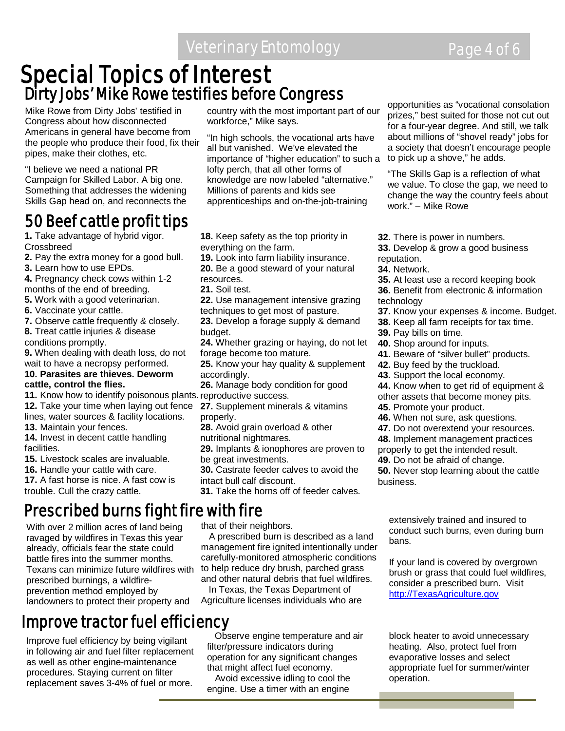# Special Topics of Interest

## Dirty Jobs' Mike Rowe testifies before Congress

Mike Rowe from Dirty Jobs' testified in Congress about how disconnected Americans in general have become from the people who produce their food, fix their pipes, make their clothes, etc.

"I believe we need a national PR Campaign for Skilled Labor. A big one. Something that addresses the widening Skills Gap head on, and reconnects the country with the most important part of our workforce," Mike says.

"In high schools, the vocational arts have all but vanished. We've elevated the importance of "higher education" to such a lofty perch, that all other forms of knowledge are now labeled "alternative." Millions of parents and kids see apprenticeships and on-the-job-training opportunities as "vocational consolation prizes," best suited for those not cut out for a four-year degree. And still, we talk about millions of "shovel ready" jobs for a society that doesn't encourage people to pick up a shove," he adds.

"The Skills Gap is a reflection of what we value. To close the gap, we need to change the way the country feels about work." – Mike Rowe

## 50 Beef cattle profit tips

**1.** Take advantage of hybrid vigor. Crossbreed
**2.** Pay the extra money for a good bull.
**3.** Learn how to use EPDs.
**4.** Pregnancy check cows within 1-2 months of the end of breeding.
**5.** Work with a good veterinarian.
**6.** Vaccinate your cattle.
**7.** Observe cattle frequently & closely.
**8.** Treat cattle injuries & disease conditions promptly.
**9.** When dealing with death loss, do not wait to have a necropsy performed.
**10. Parasites are thieves. Deworm cattle, control the flies.**
**11.** Know how to identify poisonous plants.
**12.** Take your time when laying out fence lines, water sources & facility locations.
**13.** Maintain your fences.
**14.** Invest in decent cattle handling facilities.
**15.** Livestock scales are invaluable.
**16.** Handle your cattle with care.
**17.** A fast horse is nice. A fast cow is trouble. Cull the crazy cattle.
**18.** Keep safety as the top priority in everything on the farm.
**19.** Look into farm liability insurance.
**20.** Be a good steward of your natural resources.
**21.** Soil test.
**22.** Use management intensive grazing techniques to get most of pasture.
**23.** Develop a forage supply & demand budget.
**24.** Whether grazing or haying, do not let forage become too mature.
**25.** Know your hay quality & supplement accordingly.
**26.** Manage body condition for good reproductive success.
**27.** Supplement minerals & vitamins properly.
**28.** Avoid grain overload & other nutritional nightmares.
**29.** Implants & ionophores are proven to be great investments.
**30.** Castrate feeder calves to avoid the intact bull calf discount.
**31.** Take the horns off of feeder calves.
**32.** There is power in numbers.
**33.** Develop & grow a good business reputation.
**34.** Network.
**35.** At least use a record keeping book
**36.** Benefit from electronic & information technology
**37.** Know your expenses & income. Budget.
**38.** Keep all farm receipts for tax time.
**39.** Pay bills on time.
**40.** Shop around for inputs.
**41.** Beware of "silver bullet" products.
**42.** Buy feed by the truckload.
**43.** Support the local economy.
**44.** Know when to get rid of equipment & other assets that become money pits.
**45.** Promote your product.
**46.** When not sure, ask questions.
**47.** Do not overextend your resources.
**48.** Implement management practices properly to get the intended result.
**49.** Do not be afraid of change.
**50.** Never stop learning about the cattle business.

## Prescribed burns fight fire with fire

With over 2 million acres of land being ravaged by wildfires in Texas this year already, officials fear the state could battle fires into the summer months. Texans can minimize future wildfires with prescribed burnings, a wildfire-prevention method employed by landowners to protect their property and that of their neighbors.

A prescribed burn is described as a land management fire ignited intentionally under carefully-monitored atmospheric conditions to help reduce dry brush, parched grass and other natural debris that fuel wildfires.

In Texas, the Texas Department of Agriculture licenses individuals who are extensively trained and insured to conduct such burns, even during burn bans.

If your land is covered by overgrown brush or grass that could fuel wildfires, consider a prescribed burn. Visit [http://TexasAgriculture.gov](http://TexasAgriculture.gov)

## Improve tractor fuel efficiency

Improve fuel efficiency by being vigilant in following air and fuel filter replacement as well as other engine-maintenance procedures. Staying current on filter replacement saves 3-4% of fuel or more.

Observe engine temperature and air filter/pressure indicators during operation for any significant changes that might affect fuel economy.

Avoid excessive idling to cool the engine. Use a timer with an engine block heater to avoid unnecessary heating. Also, protect fuel from evaporative losses and select appropriate fuel for summer/winter operation.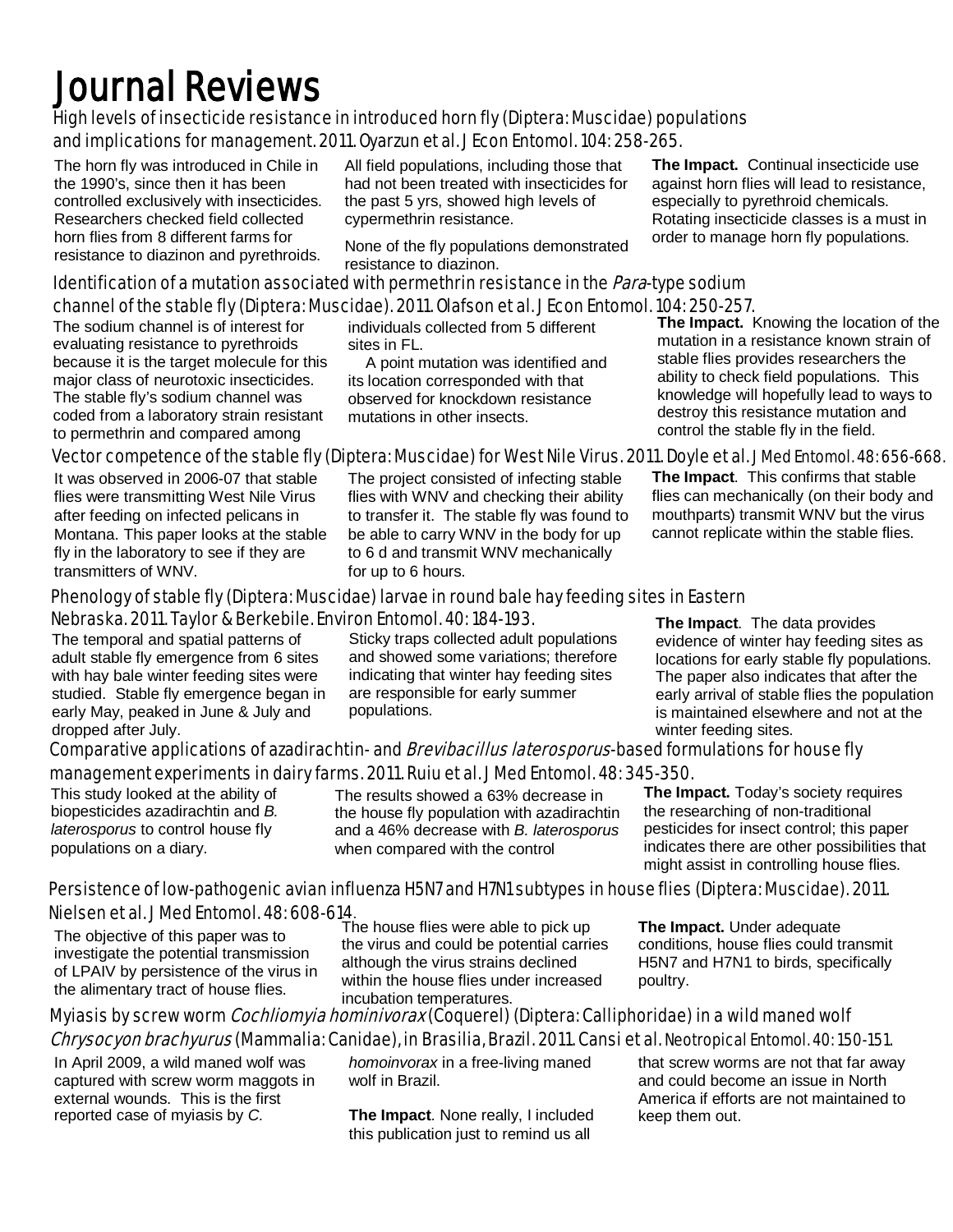# Journal Reviews

## High levels of insecticide resistance in introduced horn fly (Diptera: Muscidae) populations and implications for management. 2011. Oyarzun et al. J Econ Entomol. 104: 258-265.

The horn fly was introduced in Chile in the 1990's, since then it has been controlled exclusively with insecticides. Researchers checked field collected horn flies from 8 different farms for resistance to diazinon and pyrethroids.

All field populations, including those that had not been treated with insecticides for the past 5 yrs, showed high levels of cypermethrin resistance.

None of the fly populations demonstrated resistance to diazinon.

**The Impact.** Continual insecticide use against horn flies will lead to resistance, especially to pyrethroid chemicals. Rotating insecticide classes is a must in order to manage horn fly populations.

## Identification of a mutation associated with permethrin resistance in the *Para*-type sodium channel of the stable fly (Diptera: Muscidae). 2011. Olafson et al. J Econ Entomol. 104: 250-257.

The sodium channel is of interest for evaluating resistance to pyrethroids because it is the target molecule for this major class of neurotoxic insecticides. The stable fly's sodium channel was coded from a laboratory strain resistant to permethrin and compared among individuals collected from 5 different sites in FL.

A point mutation was identified and its location corresponded with that observed for knockdown resistance mutations in other insects.

**The Impact.** Knowing the location of the mutation in a resistance known strain of stable flies provides researchers the ability to check field populations. This knowledge will hopefully lead to ways to destroy this resistance mutation and control the stable fly in the field.

## Vector competence of the stable fly (Diptera: Muscidae) for West Nile Virus. 2011. Doyle et al. J Med Entomol. 48: 656-668.

It was observed in 2006-07 that stable flies were transmitting West Nile Virus after feeding on infected pelicans in Montana. This paper looks at the stable fly in the laboratory to see if they are transmitters of WNV.

The project consisted of infecting stable flies with WNV and checking their ability to transfer it. The stable fly was found to be able to carry WNV in the body for up to 6 d and transmit WNV mechanically for up to 6 hours.

**The Impact**. This confirms that stable flies can mechanically (on their body and mouthparts) transmit WNV but the virus cannot replicate within the stable flies.

## Phenology of stable fly (Diptera: Muscidae) larvae in round bale hay feeding sites in Eastern Nebraska. 2011. Taylor & Berkebile. Environ Entomol. 40: 184-193.

The temporal and spatial patterns of adult stable fly emergence from 6 sites with hay bale winter feeding sites were studied. Stable fly emergence began in early May, peaked in June & July and dropped after July.

Sticky traps collected adult populations and showed some variations; therefore indicating that winter hay feeding sites are responsible for early summer populations.

**The Impact**. The data provides evidence of winter hay feeding sites as locations for early stable fly populations. The paper also indicates that after the early arrival of stable flies the population is maintained elsewhere and not at the winter feeding sites.

## Comparative applications of azadirachtin- and *Brevibacillus laterosporus*-based formulations for house fly management experiments in dairy farms. 2011. Ruiu et al. J Med Entomol. 48: 345-350.

This study looked at the ability of biopesticides azadirachtin and *B. laterosporus* to control house fly populations on a diary.

The results showed a 63% decrease in the house fly population with azadirachtin and a 46% decrease with *B. laterosporus* when compared with the control

**The Impact.** Today's society requires the researching of non-traditional pesticides for insect control; this paper indicates there are other possibilities that might assist in controlling house flies.

## Persistence of low-pathogenic avian influenza H5N7 and H7N1 subtypes in house flies (Diptera: Muscidae). 2011. Nielsen et al. J Med Entomol. 48: 608-614.

The objective of this paper was to investigate the potential transmission of LPAIV by persistence of the virus in the alimentary tract of house flies.

The house flies were able to pick up the virus and could be potential carries although the virus strains declined within the house flies under increased incubation temperatures.

**The Impact.** Under adequate conditions, house flies could transmit H5N7 and H7N1 to birds, specifically poultry.

## Myiasis by screw worm *Cochliomyia hominivorax* (Coquerel) (Diptera: Calliphoridae) in a wild maned wolf *Chrysocyon brachyurus* (Mammalia: Canidae), in Brasilia, Brazil. 2011. Cansi et al. Neotropical Entomol. 40: 150-151.

In April 2009, a wild maned wolf was captured with screw worm maggots in external wounds. This is the first reported case of myiasis by *C. homoinvorax* in a free-living maned wolf in Brazil.

**The Impact**. None really, I included this publication just to remind us all that screw worms are not that far away and could become an issue in North America if efforts are not maintained to keep them out.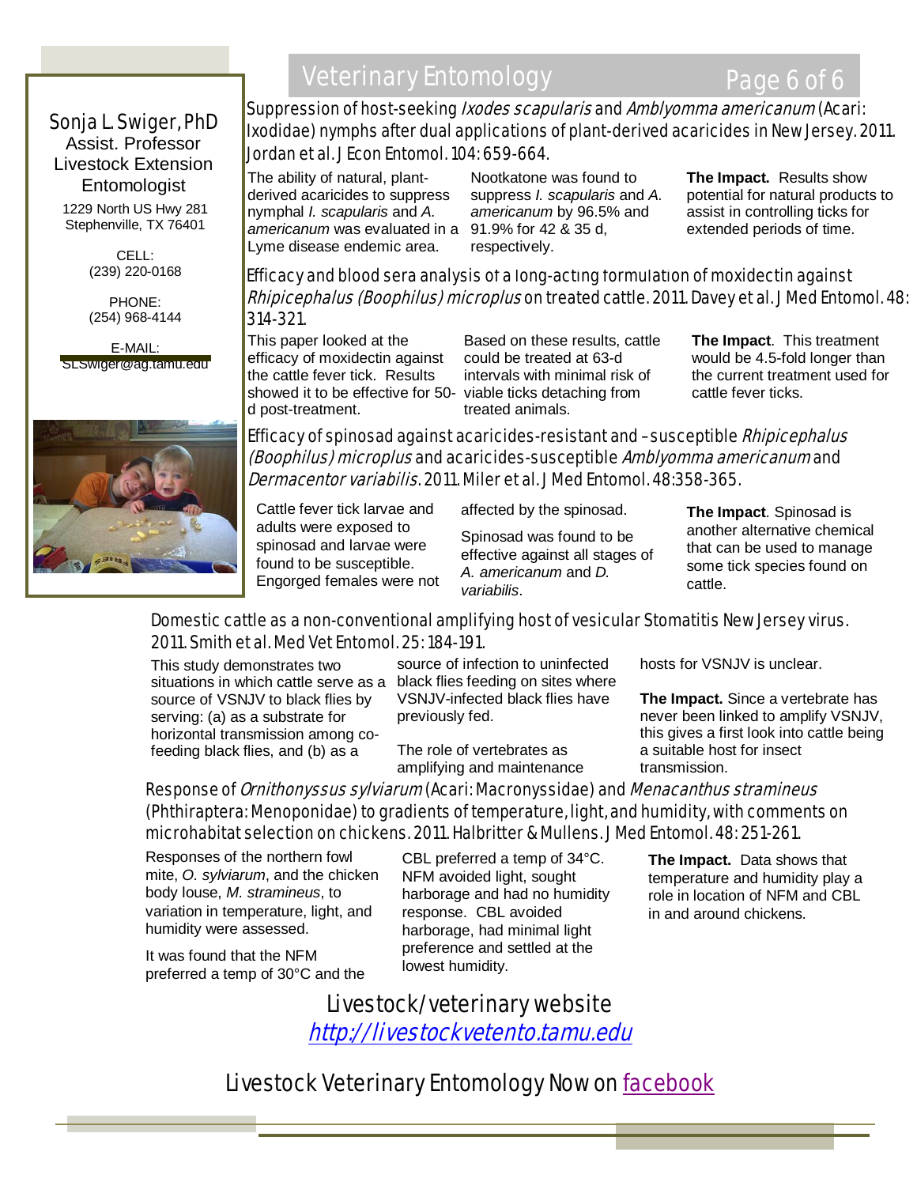Sonja L. Swiger, PhD
Assist. Professor
Livestock Extension Entomologist

1229 North US Hwy 281
Stephenville, TX 76401

CELL:
(239) 220-0168

PHONE:
(254) 968-4144

E-MAIL:
SLSwiger@ag.tamu.edu

## Veterinary Entomology

### Suppression of host-seeking *Ixodes scapularis* and *Amblyomma americanum* (Acari: Ixodidae) nymphs after dual applications of plant-derived acaricides in New Jersey. 2011. Jordan et al. J Econ Entomol. 104: 659-664.

The ability of natural, plant-derived acaricides to suppress nymphal *I. scapularis* and *A. americanum* was evaluated in a Lyme disease endemic area.

Nootkatone was found to suppress *I. scapularis* and *A. americanum* by 96.5% and 91.9% for 42 & 35 d, respectively.

**The Impact.** Results show potential for natural products to assist in controlling ticks for extended periods of time.

### Efficacy and blood sera analysis of a long-acting formulation of moxidectin against *Rhipicephalus (Boophilus) microplus* on treated cattle. 2011. Davey et al. J Med Entomol. 48: 314-321.

This paper looked at the efficacy of moxidectin against the cattle fever tick. Results showed it to be effective for 50-d post-treatment.

Based on these results, cattle could be treated at 63-d intervals with minimal risk of viable ticks detaching from treated animals.

**The Impact**. This treatment would be 4.5-fold longer than the current treatment used for cattle fever ticks.

### Efficacy of spinosad against acaricides-resistant and –susceptible *Rhipicephalus (Boophilus) microplus* and acaricides-susceptible *Amblyomma americanum* and *Dermacentor variabilis*. 2011. Miler et al. J Med Entomol. 48:358-365.

Cattle fever tick larvae and adults were exposed to spinosad and larvae were found to be susceptible. Engorged females were not affected by the spinosad.

Spinosad was found to be effective against all stages of *A. americanum* and *D. variabilis*.

**The Impact**. Spinosad is another alternative chemical that can be used to manage some tick species found on cattle.

### Domestic cattle as a non-conventional amplifying host of vesicular Stomatitis New Jersey virus. 2011. Smith et al. Med Vet Entomol. 25: 184-191.

This study demonstrates two situations in which cattle serve as a source of VSNJV to black flies by serving: (a) as a substrate for horizontal transmission among co-feeding black flies, and (b) as a source of infection to uninfected black flies feeding on sites where VSNJV-infected black flies have previously fed.

The role of vertebrates as amplifying and maintenance hosts for VSNJV is unclear.

**The Impact.** Since a vertebrate has never been linked to amplify VSNJV, this gives a first look into cattle being a suitable host for insect transmission.

### Response of *Ornithonyssus sylviarum* (Acari: Macronyssidae) and *Menacanthus stramineus* (Phthiraptera: Menoponidae) to gradients of temperature, light, and humidity, with comments on microhabitat selection on chickens. 2011. Halbritter & Mullens. J Med Entomol. 48: 251-261.

Responses of the northern fowl mite, *O. sylviarum*, and the chicken body louse, *M. stramineus*, to variation in temperature, light, and humidity were assessed.

It was found that the NFM preferred a temp of 30°C and the CBL preferred a temp of 34°C. NFM avoided light, sought harborage and had no humidity response. CBL avoided harborage, had minimal light preference and settled at the lowest humidity.

**The Impact.** Data shows that temperature and humidity play a role in location of NFM and CBL in and around chickens.

## Livestock/veterinary website

[http://livestockvetento.tamu.edu](http://livestockvetento.tamu.edu)

## Livestock Veterinary Entomology Now on facebook